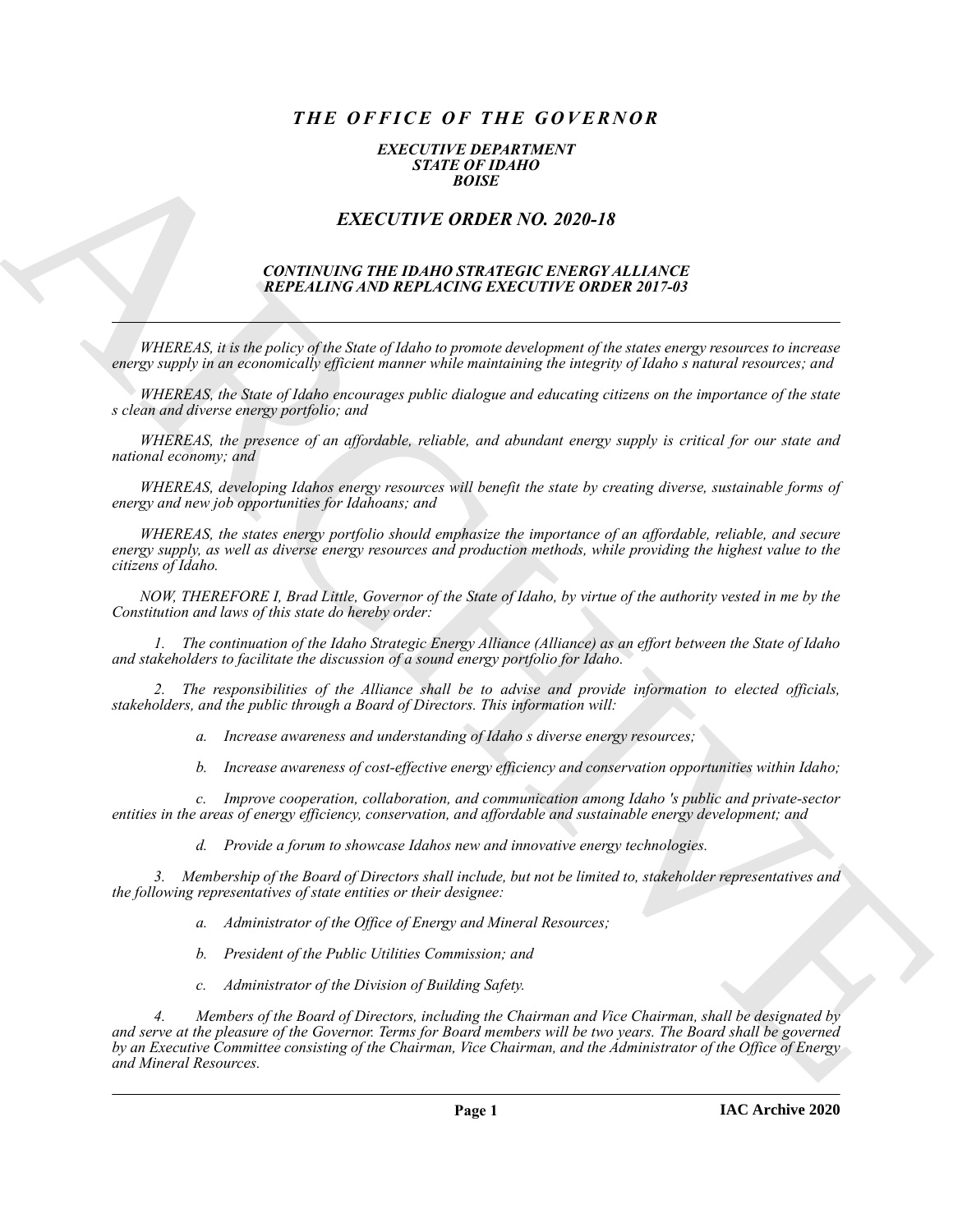# *THE OFFICE OF THE GOVERNOR*

### *EXECUTIVE DEPARTMENT*
### *STATE OF IDAHO*
### *BOISE*

## *EXECUTIVE ORDER NO. 2020-18*

### *CONTINUING THE IDAHO STRATEGIC ENERGY ALLIANCE*
### *REPEALING AND REPLACING EXECUTIVE ORDER 2017-03*

---

*WHEREAS, it is the policy of the State of Idaho to promote development of the states energy resources to increase energy supply in an economically efficient manner while maintaining the integrity of Idaho s natural resources; and*

*WHEREAS, the State of Idaho encourages public dialogue and educating citizens on the importance of the state s clean and diverse energy portfolio; and*

*WHEREAS, the presence of an affordable, reliable, and abundant energy supply is critical for our state and national economy; and*

*WHEREAS, developing Idahos energy resources will benefit the state by creating diverse, sustainable forms of energy and new job opportunities for Idahoans; and*

*WHEREAS, the states energy portfolio should emphasize the importance of an affordable, reliable, and secure energy supply, as well as diverse energy resources and production methods, while providing the highest value to the citizens of Idaho.*

*NOW, THEREFORE I, Brad Little, Governor of the State of Idaho, by virtue of the authority vested in me by the Constitution and laws of this state do hereby order:*

*1. The continuation of the Idaho Strategic Energy Alliance (Alliance) as an effort between the State of Idaho and stakeholders to facilitate the discussion of a sound energy portfolio for Idaho.*

*2. The responsibilities of the Alliance shall be to advise and provide information to elected officials, stakeholders, and the public through a Board of Directors. This information will:*

*a. Increase awareness and understanding of Idaho s diverse energy resources;*

*b. Increase awareness of cost-effective energy efficiency and conservation opportunities within Idaho;*

*c. Improve cooperation, collaboration, and communication among Idaho 's public and private-sector entities in the areas of energy efficiency, conservation, and affordable and sustainable energy development; and*

*d. Provide a forum to showcase Idahos new and innovative energy technologies.*

*3. Membership of the Board of Directors shall include, but not be limited to, stakeholder representatives and the following representatives of state entities or their designee:*

*a. Administrator of the Office of Energy and Mineral Resources;*

*b. President of the Public Utilities Commission; and*

*c. Administrator of the Division of Building Safety.*

*4. Members of the Board of Directors, including the Chairman and Vice Chairman, shall be designated by and serve at the pleasure of the Governor. Terms for Board members will be two years. The Board shall be governed by an Executive Committee consisting of the Chairman, Vice Chairman, and the Administrator of the Office of Energy and Mineral Resources.*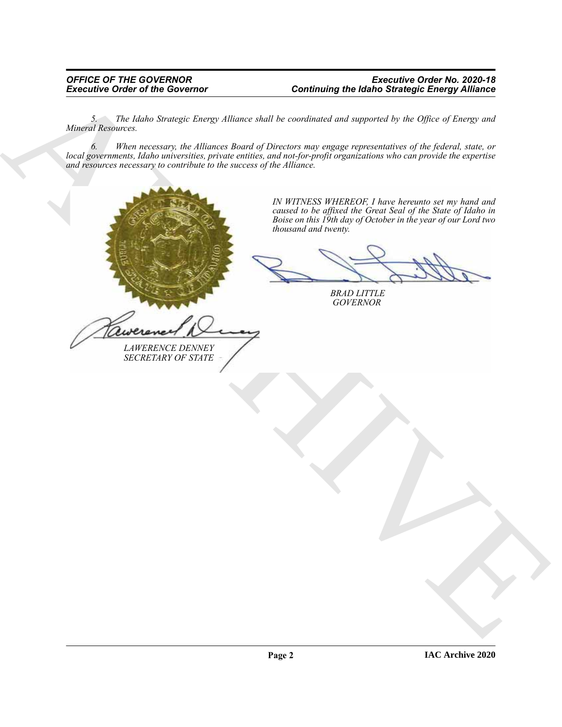*5. The Idaho Strategic Energy Alliance shall be coordinated and supported by the Office of Energy and Mineral Resources.*

*6. When necessary, the Alliances Board of Directors may engage representatives of the federal, state, or local governments, Idaho universities, private entities, and not-for-profit organizations who can provide the expertise and resources necessary to contribute to the success of the Alliance.*

*IN WITNESS WHEREOF, I have hereunto set my hand and caused to be affixed the Great Seal of the State of Idaho in Boise on this 19th day of October in the year of our Lord two thousand and twenty.*

*BRAD LITTLE*
*GOVERNOR*

*LAWERENCE DENNEY*
*SECRETARY OF STATE*